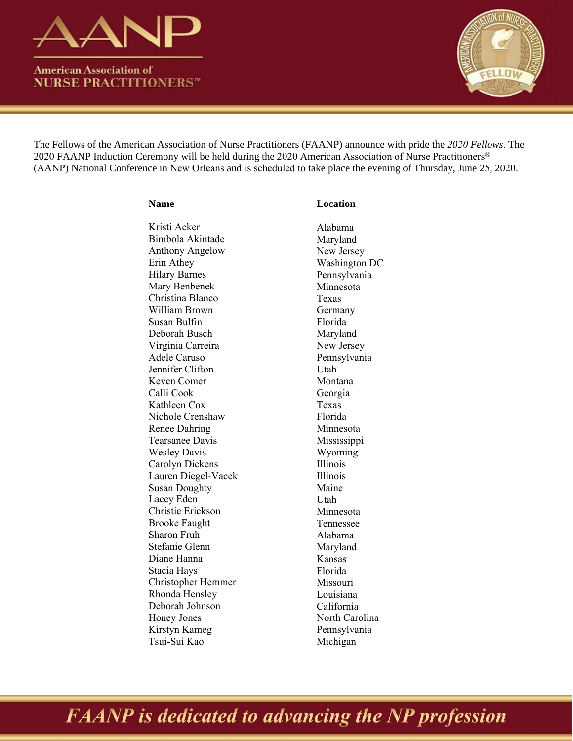American Association of NURSE PRACTITIONERS™

The Fellows of the American Association of Nurse Practitioners (FAANP) announce with pride the *2020 Fellows*. The 2020 FAANP Induction Ceremony will be held during the 2020 American Association of Nurse Practitioners® (AANP) National Conference in New Orleans and is scheduled to take place the evening of Thursday, June 25, 2020.

| Name | Location |
|---|---|
| Kristi Acker | Alabama |
| Bimbola Akintade | Maryland |
| Anthony Angelow | New Jersey |
| Erin Athey | Washington DC |
| Hilary Barnes | Pennsylvania |
| Mary Benbenek | Minnesota |
| Christina Blanco | Texas |
| William Brown | Germany |
| Susan Bulfin | Florida |
| Deborah Busch | Maryland |
| Virginia Carreira | New Jersey |
| Adele Caruso | Pennsylvania |
| Jennifer Clifton | Utah |
| Keven Comer | Montana |
| Calli Cook | Georgia |
| Kathleen Cox | Texas |
| Nichole Crenshaw | Florida |
| Renee Dahring | Minnesota |
| Tearsanee Davis | Mississippi |
| Wesley Davis | Wyoming |
| Carolyn Dickens | Illinois |
| Lauren Diegel-Vacek | Illinois |
| Susan Doughty | Maine |
| Lacey Eden | Utah |
| Christie Erickson | Minnesota |
| Brooke Faught | Tennessee |
| Sharon Fruh | Alabama |
| Stefanie Glenn | Maryland |
| Diane Hanna | Kansas |
| Stacia Hays | Florida |
| Christopher Hemmer | Missouri |
| Rhonda Hensley | Louisiana |
| Deborah Johnson | California |
| Honey Jones | North Carolina |
| Kirstyn Kameg | Pennsylvania |
| Tsui-Sui Kao | Michigan |

*FAANP is dedicated to advancing the NP profession*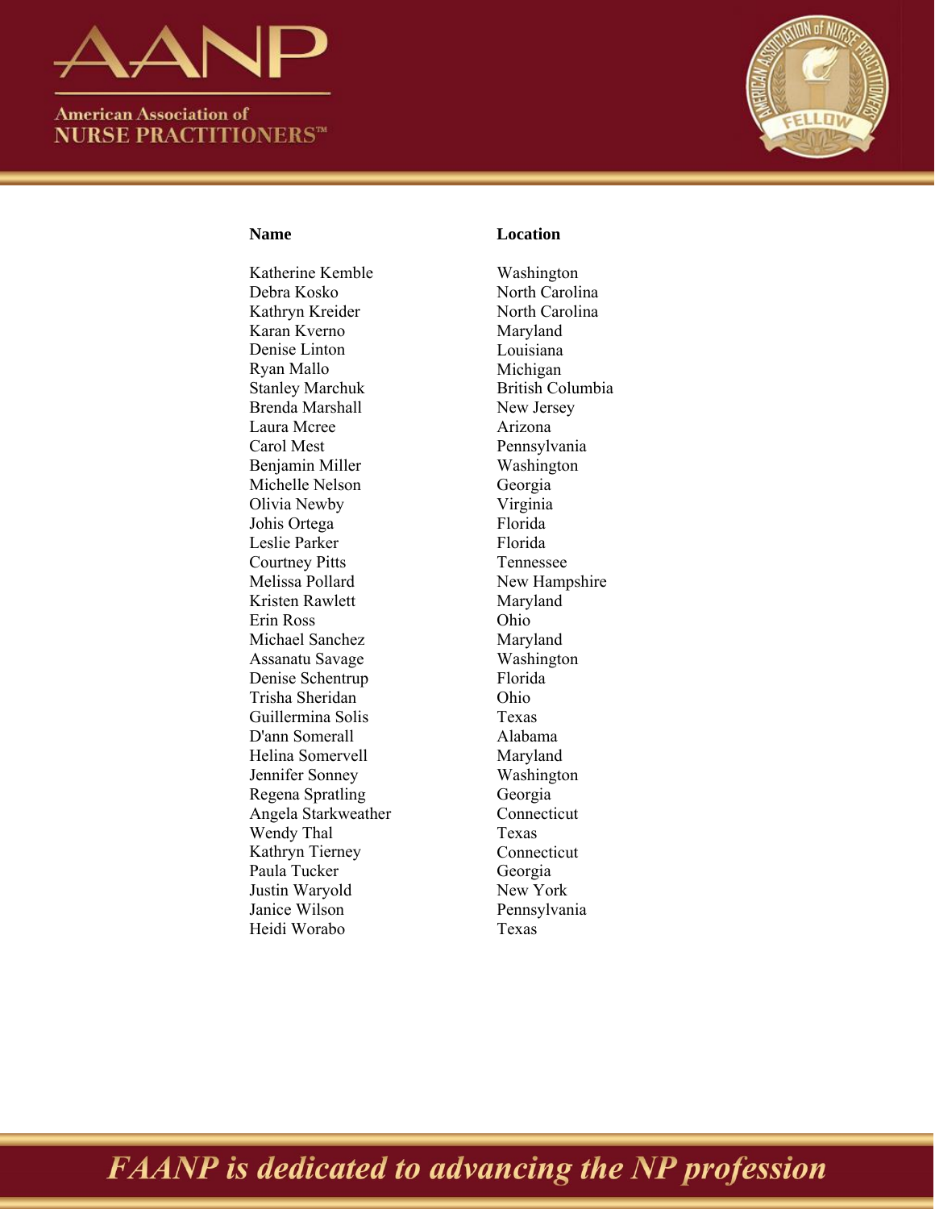| Name | Location |
|---|---|
| Katherine Kemble | Washington |
| Debra Kosko | North Carolina |
| Kathryn Kreider | North Carolina |
| Karan Kverno | Maryland |
| Denise Linton | Louisiana |
| Ryan Mallo | Michigan |
| Stanley Marchuk | British Columbia |
| Brenda Marshall | New Jersey |
| Laura Mcree | Arizona |
| Carol Mest | Pennsylvania |
| Benjamin Miller | Washington |
| Michelle Nelson | Georgia |
| Olivia Newby | Virginia |
| Johis Ortega | Florida |
| Leslie Parker | Florida |
| Courtney Pitts | Tennessee |
| Melissa Pollard | New Hampshire |
| Kristen Rawlett | Maryland |
| Erin Ross | Ohio |
| Michael Sanchez | Maryland |
| Assanatu Savage | Washington |
| Denise Schentrup | Florida |
| Trisha Sheridan | Ohio |
| Guillermina Solis | Texas |
| D'ann Somerall | Alabama |
| Helina Somervell | Maryland |
| Jennifer Sonney | Washington |
| Regena Spratling | Georgia |
| Angela Starkweather | Connecticut |
| Wendy Thal | Texas |
| Kathryn Tierney | Connecticut |
| Paula Tucker | Georgia |
| Justin Waryold | New York |
| Janice Wilson | Pennsylvania |
| Heidi Worabo | Texas |

*FAANP is dedicated to advancing the NP profession*